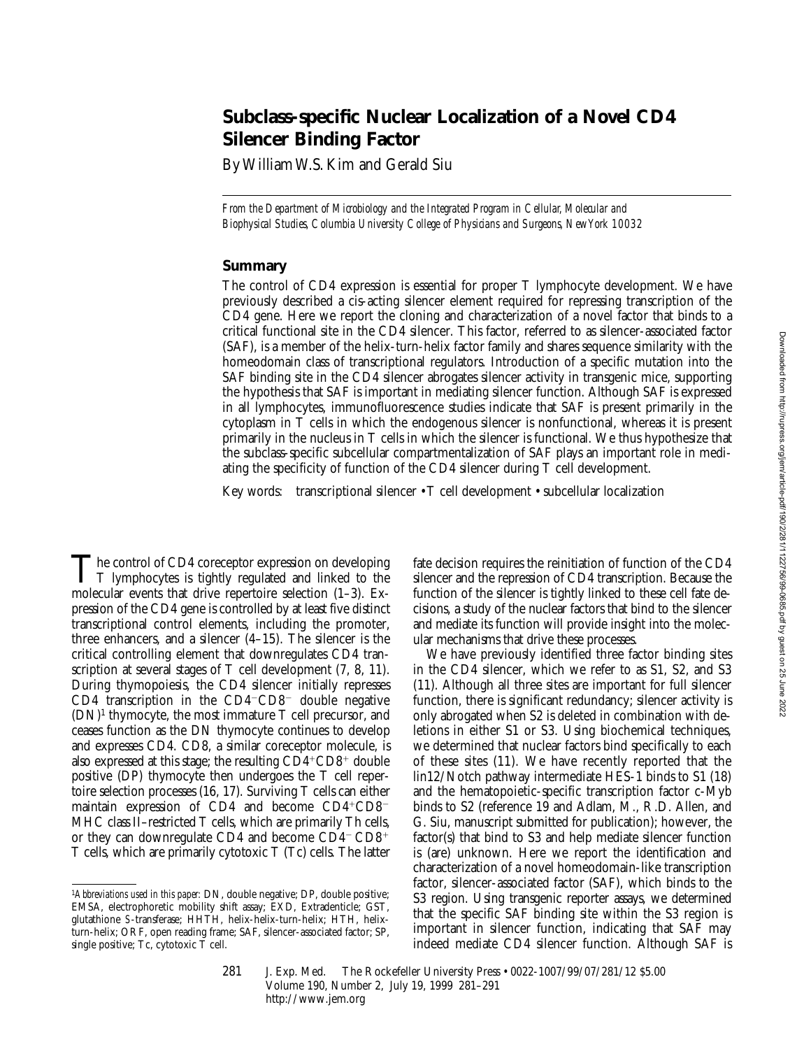# Subclass-specific Nuclear Localization of a Novel CD4 Silencer Binding Factor

By William W.S. Kim and Gerald Siu

*From the Department of Microbiology and the Integrated Program in Cellular, Molecular and Biophysical Studies, Columbia University College of Physicians and Surgeons, New York 10032*

## Summary

The control of CD4 expression is essential for proper T lymphocyte development. We have previously described a cis-acting silencer element required for repressing transcription of the CD4 gene. Here we report the cloning and characterization of a novel factor that binds to a critical functional site in the CD4 silencer. This factor, referred to as silencer-associated factor (SAF), is a member of the helix-turn-helix factor family and shares sequence similarity with the homeodomain class of transcriptional regulators. Introduction of a specific mutation into the SAF binding site in the CD4 silencer abrogates silencer activity in transgenic mice, supporting the hypothesis that SAF is important in mediating silencer function. Although SAF is expressed in all lymphocytes, immunofluorescence studies indicate that SAF is present primarily in the cytoplasm in T cells in which the endogenous silencer is nonfunctional, whereas it is present primarily in the nucleus in T cells in which the silencer is functional. We thus hypothesize that the subclass-specific subcellular compartmentalization of SAF plays an important role in mediating the specificity of function of the CD4 silencer during T cell development.

Key words: transcriptional silencer • T cell development • subcellular localization

The control of CD4 coreceptor expression on developing T lymphocytes is tightly regulated and linked to the molecular events that drive repertoire selection (1–3). Expression of the CD4 gene is controlled by at least five distinct transcriptional control elements, including the promoter, three enhancers, and a silencer (4–15). The silencer is the critical controlling element that downregulates CD4 transcription at several stages of T cell development (7, 8, 11). During thymopoiesis, the CD4 silencer initially represses CD4 transcription in the $CD4^-CD8^-$ double negative (DN)[1] thymocyte, the most immature T cell precursor, and ceases function as the DN thymocyte continues to develop and expresses CD4. CD8, a similar coreceptor molecule, is also expressed at this stage; the resulting $CD4^+CD8^+$ double positive (DP) thymocyte then undergoes the T cell repertoire selection processes (16, 17). Surviving T cells can either maintain expression of CD4 and become $CD4^+CD8^-$ MHC class II–restricted T cells, which are primarily Th cells, or they can downregulate CD4 and become $CD4^-CD8^+$ T cells, which are primarily cytotoxic T (Tc) cells. The latter fate decision requires the reinitiation of function of the CD4 silencer and the repression of CD4 transcription. Because the function of the silencer is tightly linked to these cell fate decisions, a study of the nuclear factors that bind to the silencer and mediate its function will provide insight into the molecular mechanisms that drive these processes.

We have previously identified three factor binding sites in the CD4 silencer, which we refer to as S1, S2, and S3 (11). Although all three sites are important for full silencer function, there is significant redundancy; silencer activity is only abrogated when S2 is deleted in combination with deletions in either S1 or S3. Using biochemical techniques, we determined that nuclear factors bind specifically to each of these sites (11). We have recently reported that the lin12/Notch pathway intermediate HES-1 binds to S1 (18) and the hematopoietic-specific transcription factor c-Myb binds to S2 (reference 19 and Adlam, M., R.D. Allen, and G. Siu, manuscript submitted for publication); however, the factor(s) that bind to S3 and help mediate silencer function is (are) unknown. Here we report the identification and characterization of a novel homeodomain-like transcription factor, silencer-associated factor (SAF), which binds to the S3 region. Using transgenic reporter assays, we determined that the specific SAF binding site within the S3 region is important in silencer function, indicating that SAF may indeed mediate CD4 silencer function. Although SAF is

[1] *Abbreviations used in this paper:* DN, double negative; DP, double positive; EMSA, electrophoretic mobility shift assay; EXD, Extradenticle; GST, glutathione *S*-transferase; HHTH, helix-helix-turn-helix; HTH, helix-turn-helix; ORF, open reading frame; SAF, silencer-associated factor; SP, single positive; Tc, cytotoxic T cell.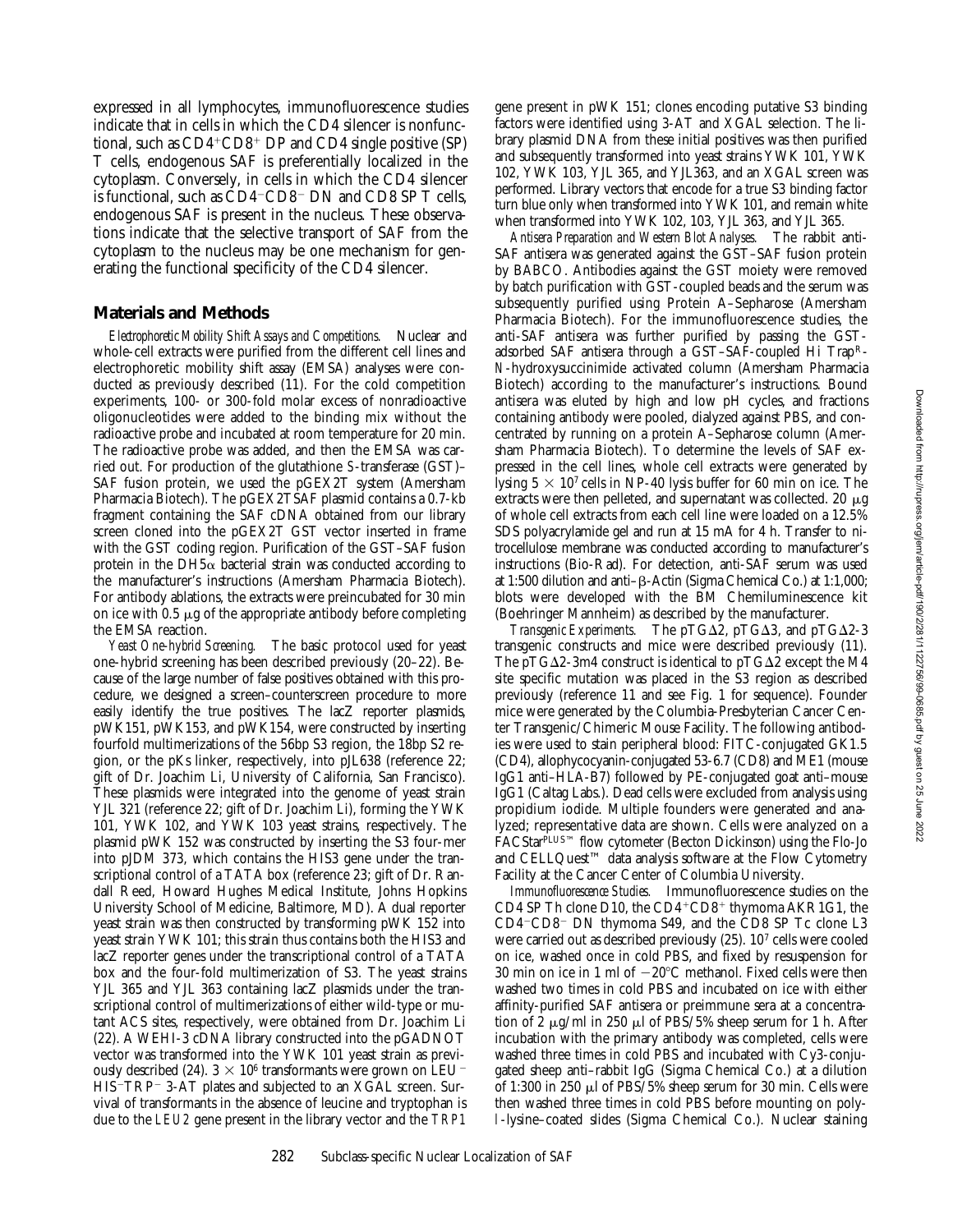expressed in all lymphocytes, immunofluorescence studies indicate that in cells in which the CD4 silencer is nonfunctional, such as CD4+CD8+ DP and CD4 single positive (SP) T cells, endogenous SAF is preferentially localized in the cytoplasm. Conversely, in cells in which the CD4 silencer is functional, such as CD4−CD8− DN and CD8 SP T cells, endogenous SAF is present in the nucleus. These observations indicate that the selective transport of SAF from the cytoplasm to the nucleus may be one mechanism for generating the functional specificity of the CD4 silencer.

## Materials and Methods

*Electrophoretic Mobility Shift Assays and Competitions.* Nuclear and whole-cell extracts were purified from the different cell lines and electrophoretic mobility shift assay (EMSA) analyses were conducted as previously described (11). For the cold competition experiments, 100- or 300-fold molar excess of nonradioactive oligonucleotides were added to the binding mix without the radioactive probe and incubated at room temperature for 20 min. The radioactive probe was added, and then the EMSA was carried out. For production of the glutathione *S*-transferase (GST)–SAF fusion protein, we used the pGEX2T system (Amersham Pharmacia Biotech). The pGEX2TSAF plasmid contains a 0.7-kb fragment containing the SAF cDNA obtained from our library screen cloned into the pGEX2T GST vector inserted in frame with the GST coding region. Purification of the GST–SAF fusion protein in the DH5α bacterial strain was conducted according to the manufacturer's instructions (Amersham Pharmacia Biotech). For antibody ablations, the extracts were preincubated for 30 min on ice with 0.5 μg of the appropriate antibody before completing the EMSA reaction.

*Yeast One-hybrid Screening.* The basic protocol used for yeast one-hybrid screening has been described previously (20–22). Because of the large number of false positives obtained with this procedure, we designed a screen–counterscreen procedure to more easily identify the true positives. The lacZ reporter plasmids, pWK151, pWK153, and pWK154, were constructed by inserting fourfold multimerizations of the 56bp S3 region, the 18bp S2 region, or the pKs linker, respectively, into pJL638 (reference 22; gift of Dr. Joachim Li, University of California, San Francisco). These plasmids were integrated into the genome of yeast strain YJL 321 (reference 22; gift of Dr. Joachim Li), forming the YWK 101, YWK 102, and YWK 103 yeast strains, respectively. The plasmid pWK 152 was constructed by inserting the S3 four-mer into pJDM 373, which contains the *HIS3* gene under the transcriptional control of a TATA box (reference 23; gift of Dr. Randall Reed, Howard Hughes Medical Institute, Johns Hopkins University School of Medicine, Baltimore, MD). A dual reporter yeast strain was then constructed by transforming pWK 152 into yeast strain YWK 101; this strain thus contains both the HIS3 and lacZ reporter genes under the transcriptional control of a TATA box and the four-fold multimerization of S3. The yeast strains YJL 365 and YJL 363 containing lacZ plasmids under the transcriptional control of multimerizations of either wild-type or mutant ACS sites, respectively, were obtained from Dr. Joachim Li (22). A WEHI-3 cDNA library constructed into the pGADNOT vector was transformed into the YWK 101 yeast strain as previously described (24). $3 \times 10^6$ transformants were grown on LEU− HIS−TRP− 3-AT plates and subjected to an XGAL screen. Survival of transformants in the absence of leucine and tryptophan is due to the *LEU2* gene present in the library vector and the *TRP1* gene present in pWK 151; clones encoding putative S3 binding factors were identified using 3-AT and XGAL selection. The library plasmid DNA from these initial positives was then purified and subsequently transformed into yeast strains YWK 101, YWK 102, YWK 103, YJL 365, and YJL363, and an XGAL screen was performed. Library vectors that encode for a true S3 binding factor turn blue only when transformed into YWK 101, and remain white when transformed into YWK 102, 103, YJL 363, and YJL 365.

*Antisera Preparation and Western Blot Analyses.* The rabbit anti-SAF antisera was generated against the GST–SAF fusion protein by BABCO. Antibodies against the GST moiety were removed by batch purification with GST-coupled beads and the serum was subsequently purified using Protein A–Sepharose (Amersham Pharmacia Biotech). For the immunofluorescence studies, the anti-SAF antisera was further purified by passing the GST-adsorbed SAF antisera through a GST–SAF-coupled Hi Trap®-*N*-hydroxysuccinimide activated column (Amersham Pharmacia Biotech) according to the manufacturer's instructions. Bound antisera was eluted by high and low pH cycles, and fractions containing antibody were pooled, dialyzed against PBS, and concentrated by running on a protein A–Sepharose column (Amersham Pharmacia Biotech). To determine the levels of SAF expressed in the cell lines, whole cell extracts were generated by lysing $5 \times 10^7$ cells in NP-40 lysis buffer for 60 min on ice. The extracts were then pelleted, and supernatant was collected. 20 μg of whole cell extracts from each cell line were loaded on a 12.5% SDS polyacrylamide gel and run at 15 mA for 4 h. Transfer to nitrocellulose membrane was conducted according to manufacturer's instructions (Bio-Rad). For detection, anti-SAF serum was used at 1:500 dilution and anti–β-Actin (Sigma Chemical Co.) at 1:1,000; blots were developed with the BM Chemiluminescence kit (Boehringer Mannheim) as described by the manufacturer.

*Transgenic Experiments.* The pTGΔ2, pTGΔ3, and pTGΔ2-3 transgenic constructs and mice were described previously (11). The pTGΔ2-3m4 construct is identical to pTGΔ2 except the M4 site specific mutation was placed in the S3 region as described previously (reference 11 and see Fig. 1 for sequence). Founder mice were generated by the Columbia-Presbyterian Cancer Center Transgenic/Chimeric Mouse Facility. The following antibodies were used to stain peripheral blood: FITC-conjugated GK1.5 (CD4), allophycocyanin-conjugated 53-6.7 (CD8) and ME1 (mouse IgG1 anti–HLA-B7) followed by PE-conjugated goat anti–mouse IgG1 (Caltag Labs.). Dead cells were excluded from analysis using propidium iodide. Multiple founders were generated and analyzed; representative data are shown. Cells were analyzed on a FACStar^PLUS™ flow cytometer (Becton Dickinson) using the Flo-Jo and CELLQuest™ data analysis software at the Flow Cytometry Facility at the Cancer Center of Columbia University.

*Immunofluorescence Studies.* Immunofluorescence studies on the CD4 SP Th clone D10, the CD4+CD8+ thymoma AKR1G1, the CD4−CD8− DN thymoma S49, and the CD8 SP Tc clone L3 were carried out as described previously (25). $10^7$ cells were cooled on ice, washed once in cold PBS, and fixed by resuspension for 30 min on ice in 1 ml of −20°C methanol. Fixed cells were then washed two times in cold PBS and incubated on ice with either affinity-purified SAF antisera or preimmune sera at a concentration of 2 μg/ml in 250 μl of PBS/5% sheep serum for 1 h. After incubation with the primary antibody was completed, cells were washed three times in cold PBS and incubated with Cy3-conjugated sheep anti–rabbit IgG (Sigma Chemical Co.) at a dilution of 1:300 in 250 μl of PBS/5% sheep serum for 30 min. Cells were then washed three times in cold PBS before mounting on poly-*l*-lysine–coated slides (Sigma Chemical Co.). Nuclear staining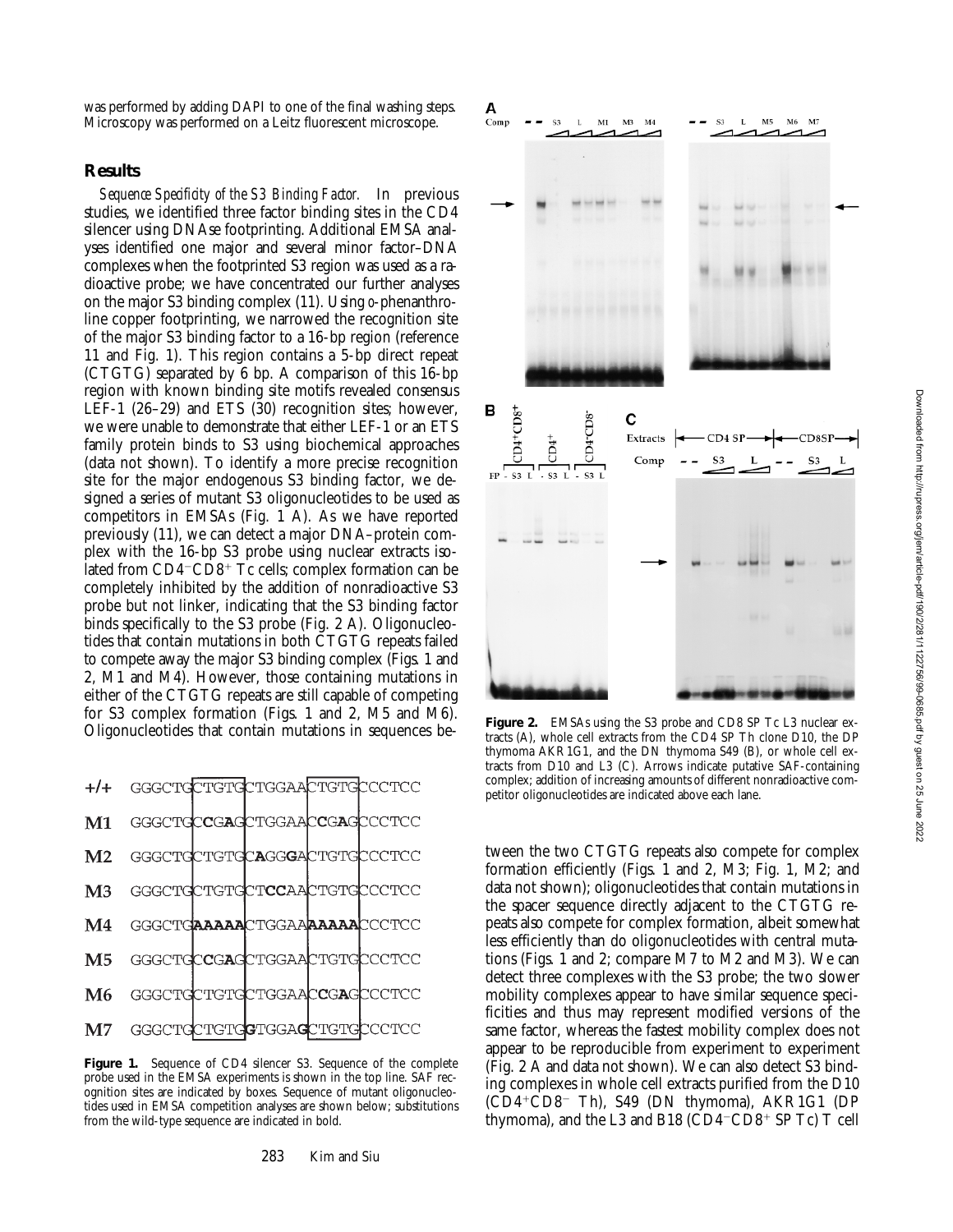was performed by adding DAPI to one of the final washing steps. Microscopy was performed on a Leitz fluorescent microscope.

## Results

*Sequence Specificity of the S3 Binding Factor.* In previous studies, we identified three factor binding sites in the CD4 silencer using DNAse footprinting. Additional EMSA analyses identified one major and several minor factor–DNA complexes when the footprinted S3 region was used as a radioactive probe; we have concentrated our further analyses on the major S3 binding complex (11). Using *o*-phenanthroline copper footprinting, we narrowed the recognition site of the major S3 binding factor to a 16-bp region (reference 11 and Fig. 1). This region contains a 5-bp direct repeat (CTGTG) separated by 6 bp. A comparison of this 16-bp region with known binding site motifs revealed consensus LEF-1 (26–29) and ETS (30) recognition sites; however, we were unable to demonstrate that either LEF-1 or an ETS family protein binds to S3 using biochemical approaches (data not shown). To identify a more precise recognition site for the major endogenous S3 binding factor, we designed a series of mutant S3 oligonucleotides to be used as competitors in EMSAs (Fig. 1 A). As we have reported previously (11), we can detect a major DNA–protein complex with the 16-bp S3 probe using nuclear extracts isolated from $CD4^-CD8^+$ Tc cells; complex formation can be completely inhibited by the addition of nonradioactive S3 probe but not linker, indicating that the S3 binding factor binds specifically to the S3 probe (Fig. 2 A). Oligonucleotides that contain mutations in both CTGTG repeats failed to compete away the major S3 binding complex (Figs. 1 and 2, M1 and M4). However, those containing mutations in either of the CTGTG repeats are still capable of competing for S3 complex formation (Figs. 1 and 2, M5 and M6). Oligonucleotides that contain mutations in sequences between the two CTGTG repeats also compete for complex formation efficiently (Figs. 1 and 2, M3; Fig. 1, M2; and data not shown); oligonucleotides that contain mutations in the spacer sequence directly adjacent to the CTGTG repeats also compete for complex formation, albeit somewhat less efficiently than do oligonucleotides with central mutations (Figs. 1 and 2; compare M7 to M2 and M3). We can detect three complexes with the S3 probe; the two slower mobility complexes appear to have similar sequence specificities and thus may represent modified versions of the same factor, whereas the fastest mobility complex does not appear to be reproducible from experiment to experiment (Fig. 2 A and data not shown). We can also detect S3 binding complexes in whole cell extracts purified from the D10 ($CD4^+CD8^-$ Th), S49 (DN thymoma), AKR1G1 (DP thymoma), and the L3 and B18 ($CD4^-CD8^+$ SP Tc) T cell

| | |
|---|---|
| +/+ | GGGCTGCTGTGCTGGAACTGTGCCCTCC |
| M1 | GGGCTGC**C**G**A**GCTGGAAC**C**G**A**GCCCTCC |
| M2 | GGGCTGCTGTGC**A**GG**G**ACTGTGCCCTCC |
| M3 | GGGCTGCTGTGCT**CC**AACTGTGCCCTCC |
| M4 | GGGCTG**AAAAA**CTGGAA**AAAAA**CCCTCC |
| M5 | GGGCTGC**C**G**A**GCTGGAACTGTGCCCTCC |
| M6 | GGGCTGCTGTGCTGGAAC**C**G**A**GCCCTCC |
| M7 | GGGCTGCTGTG**G**TGGA**G**CTGTGCCCTCC |

**Figure 1.** Sequence of CD4 silencer S3. Sequence of the complete probe used in the EMSA experiments is shown in the top line. SAF recognition sites are indicated by boxes. Sequence of mutant oligonucleotides used in EMSA competition analyses are shown below; substitutions from the wild-type sequence are indicated in bold.

**Figure 2.** EMSAs using the S3 probe and CD8 SP Tc L3 nuclear extracts (A), whole cell extracts from the CD4 SP Th clone D10, the DP thymoma AKR1G1, and the DN thymoma S49 (B), or whole cell extracts from D10 and L3 (C). Arrows indicate putative SAF-containing complex; addition of increasing amounts of different nonradioactive competitor oligonucleotides are indicated above each lane.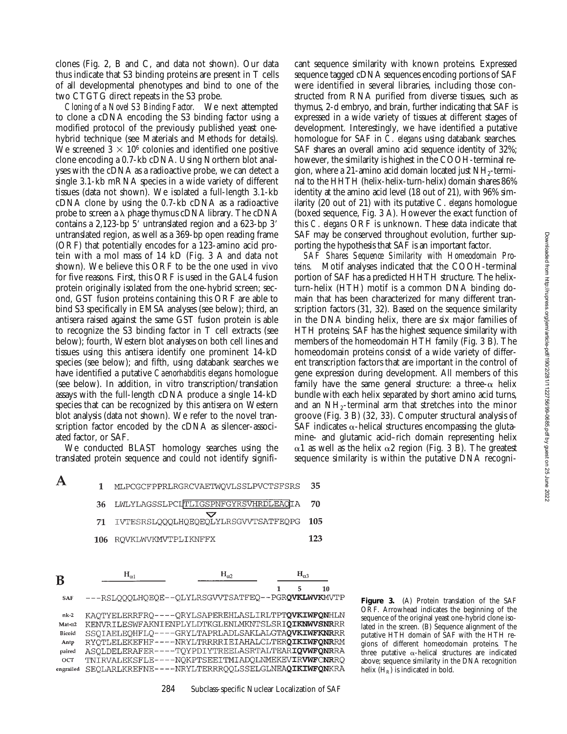clones (Fig. 2, B and C, and data not shown). Our data thus indicate that S3 binding proteins are present in T cells of all developmental phenotypes and bind to one of the two CTGTG direct repeats in the S3 probe.

*Cloning of a Novel S3 Binding Factor.* We next attempted to clone a cDNA encoding the S3 binding factor using a modified protocol of the previously published yeast one-hybrid technique (see Materials and Methods for details). We screened $3 \times 10^6$ colonies and identified one positive clone encoding a 0.7-kb cDNA. Using Northern blot analyses with the cDNA as a radioactive probe, we can detect a single 3.1-kb mRNA species in a wide variety of different tissues (data not shown). We isolated a full-length 3.1-kb cDNA clone by using the 0.7-kb cDNA as a radioactive probe to screen a λ phage thymus cDNA library. The cDNA contains a 2,123-bp 5′ untranslated region and a 623-bp 3′ untranslated region, as well as a 369-bp open reading frame (ORF) that potentially encodes for a 123-amino acid protein with a mol mass of 14 kD (Fig. 3 A and data not shown). We believe this ORF to be the one used in vivo for five reasons. First, this ORF is used in the GAL4 fusion protein originally isolated from the one-hybrid screen; second, GST fusion proteins containing this ORF are able to bind S3 specifically in EMSA analyses (see below); third, an antisera raised against the same GST fusion protein is able to recognize the S3 binding factor in T cell extracts (see below); fourth, Western blot analyses on both cell lines and tissues using this antisera identify one prominent 14-kD species (see below); and fifth, using databank searches we have identified a putative *Caenorhabditis elegans* homologue (see below). In addition, in vitro transcription/translation assays with the full-length cDNA produce a single 14-kD species that can be recognized by this antisera on Western blot analysis (data not shown). We refer to the novel transcription factor encoded by the cDNA as silencer-associated factor, or SAF.

We conducted BLAST homology searches using the translated protein sequence and could not identify significant sequence similarity with known proteins. Expressed sequence tagged cDNA sequences encoding portions of SAF were identified in several libraries, including those constructed from RNA purified from diverse tissues, such as thymus, 2-d embryo, and brain, further indicating that SAF is expressed in a wide variety of tissues at different stages of development. Interestingly, we have identified a putative homologue for SAF in *C. elegans* using databank searches. SAF shares an overall amino acid sequence identity of 32%; however, the similarity is highest in the COOH-terminal region, where a 21-amino acid domain located just $NH_2$-terminal to the HHTH (helix-helix-turn-helix) domain shares 86% identity at the amino acid level (18 out of 21), with 96% similarity (20 out of 21) with its putative *C. elegans* homologue (boxed sequence, Fig. 3 A). However the exact function of this *C. elegans* ORF is unknown. These data indicate that SAF may be conserved throughout evolution, further supporting the hypothesis that SAF is an important factor.

*SAF Shares Sequence Similarity with Homeodomain Proteins.* Motif analyses indicated that the COOH-terminal portion of SAF has a predicted HHTH structure. The helix-turn-helix (HTH) motif is a common DNA binding domain that has been characterized for many different transcription factors (31, 32). Based on the sequence similarity in the DNA binding helix, there are six major families of HTH proteins; SAF has the highest sequence similarity with members of the homeodomain HTH family (Fig. 3 B). The homeodomain proteins consist of a wide variety of different transcription factors that are important in the control of gene expression during development. All members of this family have the same general structure: a three-α helix bundle with each helix separated by short amino acid turns, and an $NH_2$-terminal arm that stretches into the minor groove (Fig. 3 B) (32, 33). Computer structural analysis of SAF indicates α-helical structures encompassing the glutamine- and glutamic acid–rich domain representing helix α1 as well as the helix α2 region (Fig. 3 B). The greatest sequence similarity is within the putative DNA recogni-

**A**

```
  1  MLPCGCFPPRLRGRCVAETWQVLSSLPVCTSFSRS   35
 36  LWLYLAGSSLPCI[TLIGSPNFGYRSVHRDLEAQ]IA  70
                              ▽
 71  IVTESRSLQQQLHQEQEQLYLRSGVVTSATFEQPG  105
106  RQVKLWVKMVTPLIKNFFX                  123
```

**B**

```
                 Hα1                   Hα2                  Hα3
                                                           1   5    10
SAF        ---RSLQQQLHQEQE--QLYLRSGVVTSATFEQ--PGRQVKLWVKMVTP

nk-2       KAQTYELERRFRQ----QRYLSAPEREHLASLIRLTPTQVKIWFQNHLN
Mat-α2     KENVRILESWFAKNIENPYLYDTKGLENLMKNTSLSRIQIKNWVSNRRR
Bicoid     SSQIAELEQHFLQ----GRYLTAPRLADLSAKLALGTAQVKIWFKNRRR
Antp       RYQTLELEKEFHF----NRYLTRRRRIEIAHALCLTERQIKIWFQNRRM
paired     ASQLDELERAFER----TQYPDIYTREELASRTALTEARIQVWFQNRRA
OCT        TNIRVALEKSFLE----NQKPTSEEITMIADQLNMEKEVIRVWFCNRRQ
engrailed  SEQLARLKREFNE----NRYLTERRRQQLSSELGLNEAQIKIWFQNKRA
```

**Figure 3.** (A) Protein translation of the SAF ORF. Arrowhead indicates the beginning of the sequence of the original yeast one-hybrid clone isolated in the screen. (B) Sequence alignment of the putative HTH domain of SAF with the HTH regions of different homeodomain proteins. The three putative α-helical structures are indicated above; sequence similarity in the DNA recognition helix ($H_R$) is indicated in bold.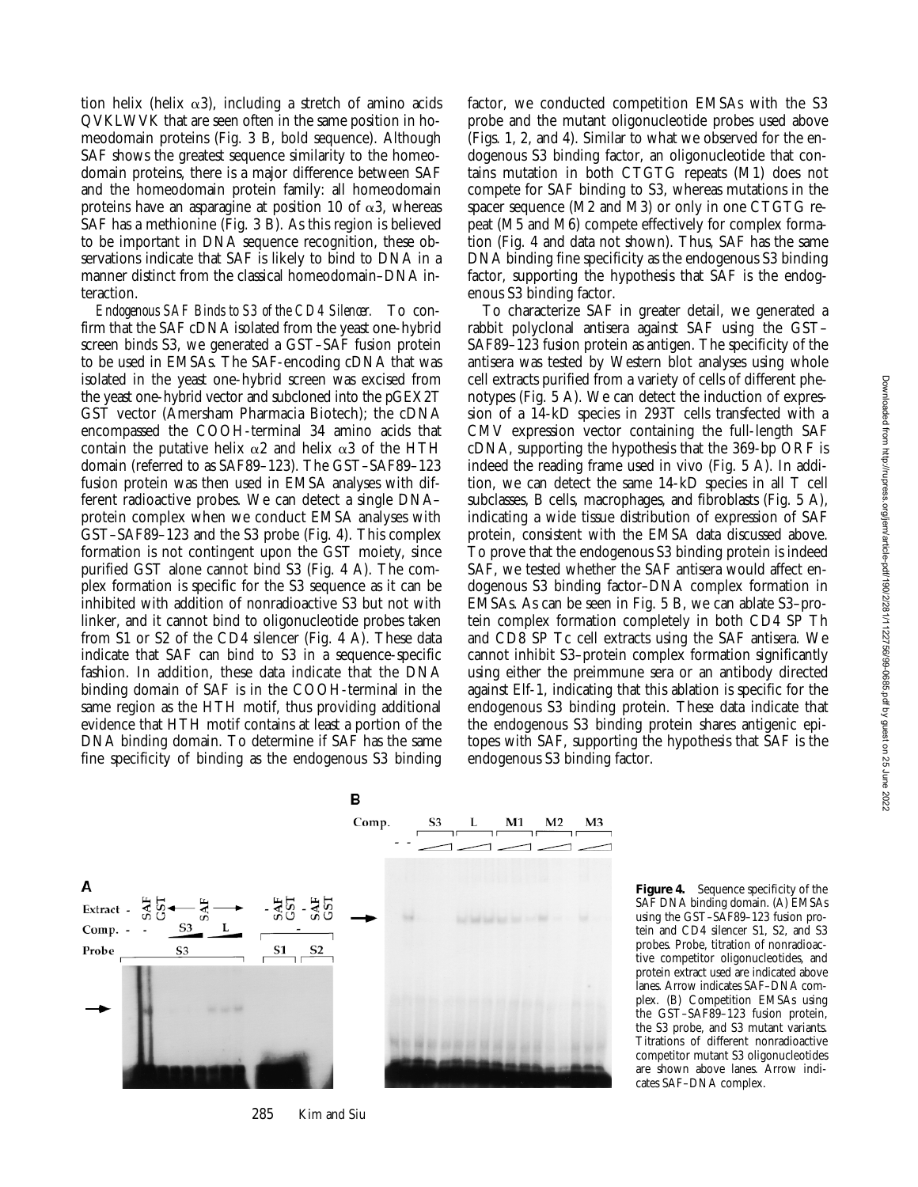tion helix (helix α3), including a stretch of amino acids QVKLWVK that are seen often in the same position in homeodomain proteins (Fig. 3 B, bold sequence). Although SAF shows the greatest sequence similarity to the homeodomain proteins, there is a major difference between SAF and the homeodomain protein family: all homeodomain proteins have an asparagine at position 10 of α3, whereas SAF has a methionine (Fig. 3 B). As this region is believed to be important in DNA sequence recognition, these observations indicate that SAF is likely to bind to DNA in a manner distinct from the classical homeodomain–DNA interaction.

*Endogenous SAF Binds to S3 of the CD4 Silencer.* To confirm that the SAF cDNA isolated from the yeast one-hybrid screen binds S3, we generated a GST–SAF fusion protein to be used in EMSAs. The SAF-encoding cDNA that was isolated in the yeast one-hybrid screen was excised from the yeast one-hybrid vector and subcloned into the pGEX2T GST vector (Amersham Pharmacia Biotech); the cDNA encompassed the COOH-terminal 34 amino acids that contain the putative helix α2 and helix α3 of the HTH domain (referred to as SAF89–123). The GST–SAF89–123 fusion protein was then used in EMSA analyses with different radioactive probes. We can detect a single DNA–protein complex when we conduct EMSA analyses with GST–SAF89–123 and the S3 probe (Fig. 4). This complex formation is not contingent upon the GST moiety, since purified GST alone cannot bind S3 (Fig. 4 A). The complex formation is specific for the S3 sequence as it can be inhibited with addition of nonradioactive S3 but not with linker, and it cannot bind to oligonucleotide probes taken from S1 or S2 of the CD4 silencer (Fig. 4 A). These data indicate that SAF can bind to S3 in a sequence-specific fashion. In addition, these data indicate that the DNA binding domain of SAF is in the COOH-terminal in the same region as the HTH motif, thus providing additional evidence that HTH motif contains at least a portion of the DNA binding domain. To determine if SAF has the same fine specificity of binding as the endogenous S3 binding factor, we conducted competition EMSAs with the S3 probe and the mutant oligonucleotide probes used above (Figs. 1, 2, and 4). Similar to what we observed for the endogenous S3 binding factor, an oligonucleotide that contains mutation in both CTGTG repeats (M1) does not compete for SAF binding to S3, whereas mutations in the spacer sequence (M2 and M3) or only in one CTGTG repeat (M5 and M6) compete effectively for complex formation (Fig. 4 and data not shown). Thus, SAF has the same DNA binding fine specificity as the endogenous S3 binding factor, supporting the hypothesis that SAF is the endogenous S3 binding factor.

To characterize SAF in greater detail, we generated a rabbit polyclonal antisera against SAF using the GST–SAF89–123 fusion protein as antigen. The specificity of the antisera was tested by Western blot analyses using whole cell extracts purified from a variety of cells of different phenotypes (Fig. 5 A). We can detect the induction of expression of a 14-kD species in 293T cells transfected with a CMV expression vector containing the full-length SAF cDNA, supporting the hypothesis that the 369-bp ORF is indeed the reading frame used in vivo (Fig. 5 A). In addition, we can detect the same 14-kD species in all T cell subclasses, B cells, macrophages, and fibroblasts (Fig. 5 A), indicating a wide tissue distribution of expression of SAF protein, consistent with the EMSA data discussed above. To prove that the endogenous S3 binding protein is indeed SAF, we tested whether the SAF antisera would affect endogenous S3 binding factor–DNA complex formation in EMSAs. As can be seen in Fig. 5 B, we can ablate S3–protein complex formation completely in both CD4 SP Th and CD8 SP Tc cell extracts using the SAF antisera. We cannot inhibit S3–protein complex formation significantly using either the preimmune sera or an antibody directed against Elf-1, indicating that this ablation is specific for the endogenous S3 binding protein. These data indicate that the endogenous S3 binding protein shares antigenic epitopes with SAF, supporting the hypothesis that SAF is the endogenous S3 binding factor.

**Figure 4.** Sequence specificity of the SAF DNA binding domain. (A) EMSAs using the GST–SAF89–123 fusion protein and CD4 silencer S1, S2, and S3 probes. Probe, titration of nonradioactive competitor oligonucleotides, and protein extract used are indicated above lanes. Arrow indicates SAF–DNA complex. (B) Competition EMSAs using the GST–SAF89–123 fusion protein, the S3 probe, and S3 mutant variants. Titrations of different nonradioactive competitor mutant S3 oligonucleotides are shown above lanes. Arrow indicates SAF–DNA complex.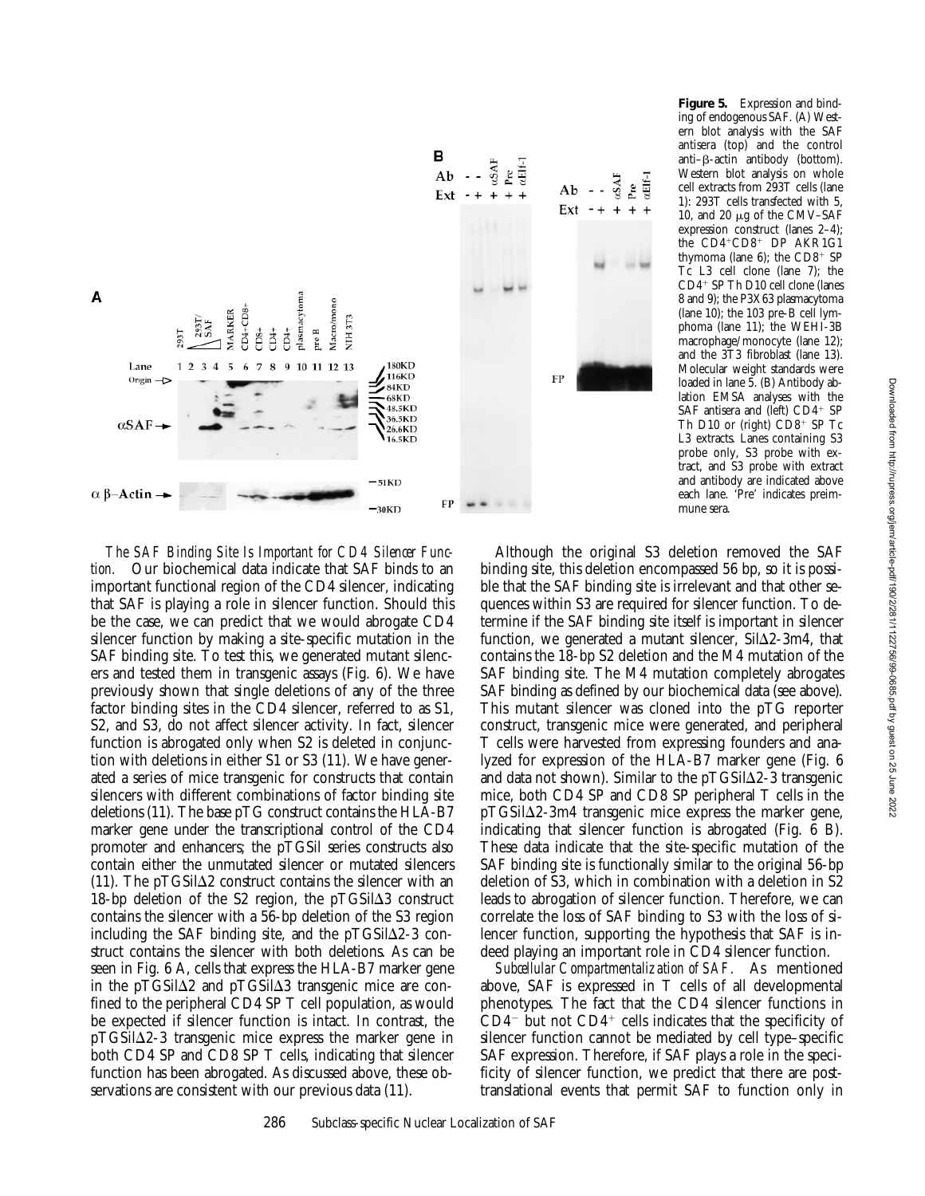**Figure 5.** Expression and binding of endogenous SAF. (A) Western blot analysis with the SAF antisera (top) and the control anti–β-actin antibody (bottom). Western blot analysis on whole cell extracts from 293T cells (lane 1): 293T cells transfected with 5, 10, and 20 μg of the CMV–SAF expression construct (lanes 2–4); the $CD4^+CD8^+$ DP AKR1G1 thymoma (lane 6); the $CD8^+$ SP Tc L3 cell clone (lane 7); the $CD4^+$ SP Th D10 cell clone (lanes 8 and 9); the P3X63 plasmacytoma (lane 10); the 103 pre-B cell lymphoma (lane 11); the WEHI-3B macrophage/monocyte (lane 12); and the 3T3 fibroblast (lane 13). Molecular weight standards were loaded in lane 5. (B) Antibody ablation EMSA analyses with the SAF antisera and (left) $CD4^+$ SP Th D10 or (right) $CD8^+$ SP Tc L3 extracts. Lanes containing S3 probe only, S3 probe with extract, and S3 probe with extract and antibody are indicated above each lane. 'Pre' indicates preimmune sera.

*The SAF Binding Site Is Important for CD4 Silencer Function.* Our biochemical data indicate that SAF binds to an important functional region of the CD4 silencer, indicating that SAF is playing a role in silencer function. Should this be the case, we can predict that we would abrogate CD4 silencer function by making a site-specific mutation in the SAF binding site. To test this, we generated mutant silencers and tested them in transgenic assays (Fig. 6). We have previously shown that single deletions of any of the three factor binding sites in the CD4 silencer, referred to as S1, S2, and S3, do not affect silencer activity. In fact, silencer function is abrogated only when S2 is deleted in conjunction with deletions in either S1 or S3 (11). We have generated a series of mice transgenic for constructs that contain silencers with different combinations of factor binding site deletions (11). The base pTG construct contains the HLA-B7 marker gene under the transcriptional control of the CD4 promoter and enhancers; the pTGSil series constructs also contain either the unmutated silencer or mutated silencers (11). The pTGSilΔ2 construct contains the silencer with an 18-bp deletion of the S2 region, the pTGSilΔ3 construct contains the silencer with a 56-bp deletion of the S3 region including the SAF binding site, and the pTGSilΔ2-3 construct contains the silencer with both deletions. As can be seen in Fig. 6 A, cells that express the HLA-B7 marker gene in the pTGSilΔ2 and pTGSilΔ3 transgenic mice are confined to the peripheral CD4 SP T cell population, as would be expected if silencer function is intact. In contrast, the pTGSilΔ2-3 transgenic mice express the marker gene in both CD4 SP and CD8 SP T cells, indicating that silencer function has been abrogated. As discussed above, these observations are consistent with our previous data (11).

Although the original S3 deletion removed the SAF binding site, this deletion encompassed 56 bp, so it is possible that the SAF binding site is irrelevant and that other sequences within S3 are required for silencer function. To determine if the SAF binding site itself is important in silencer function, we generated a mutant silencer, SilΔ2-3m4, that contains the 18-bp S2 deletion and the M4 mutation of the SAF binding site. The M4 mutation completely abrogates SAF binding as defined by our biochemical data (see above). This mutant silencer was cloned into the pTG reporter construct, transgenic mice were generated, and peripheral T cells were harvested from expressing founders and analyzed for expression of the HLA-B7 marker gene (Fig. 6 and data not shown). Similar to the pTGSilΔ2-3 transgenic mice, both CD4 SP and CD8 SP peripheral T cells in the pTGSilΔ2-3m4 transgenic mice express the marker gene, indicating that silencer function is abrogated (Fig. 6 B). These data indicate that the site-specific mutation of the SAF binding site is functionally similar to the original 56-bp deletion of S3, which in combination with a deletion in S2 leads to abrogation of silencer function. Therefore, we can correlate the loss of SAF binding to S3 with the loss of silencer function, supporting the hypothesis that SAF is indeed playing an important role in CD4 silencer function.

*Subcellular Compartmentalization of SAF.* As mentioned above, SAF is expressed in T cells of all developmental phenotypes. The fact that the CD4 silencer functions in $CD4^-$ but not $CD4^+$ cells indicates that the specificity of silencer function cannot be mediated by cell type–specific SAF expression. Therefore, if SAF plays a role in the specificity of silencer function, we predict that there are posttranslational events that permit SAF to function only in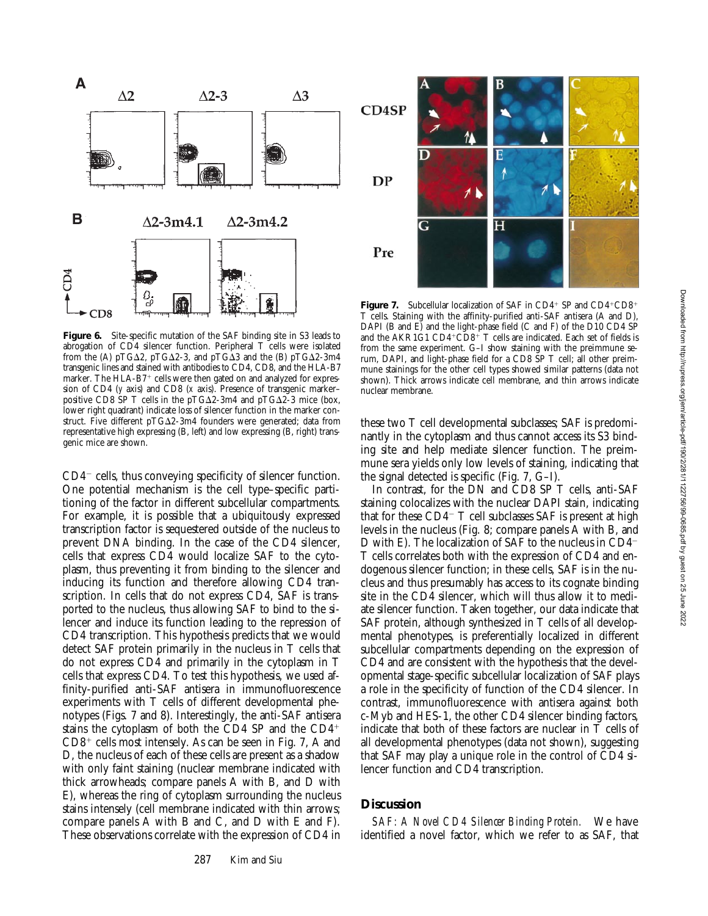**Figure 6.** Site-specific mutation of the SAF binding site in S3 leads to abrogation of CD4 silencer function. Peripheral T cells were isolated from the (A) pTGΔ2, pTGΔ2-3, and pTGΔ3 and the (B) pTGΔ2-3m4 transgenic lines and stained with antibodies to CD4, CD8, and the HLA-B7 marker. The HLA-B7$^+$ cells were then gated on and analyzed for expression of CD4 (y axis) and CD8 (x axis). Presence of transgenic marker–positive CD8 SP T cells in the pTGΔ2-3m4 and pTGΔ2-3 mice (box, lower right quadrant) indicate loss of silencer function in the marker construct. Five different pTGΔ2-3m4 founders were generated; data from representative high expressing (B, left) and low expressing (B, right) transgenic mice are shown.

**Figure 7.** Subcellular localization of SAF in CD4$^+$ SP and CD4$^+$CD8$^+$ T cells. Staining with the affinity-purified anti-SAF antisera (A and D), DAPI (B and E) and the light-phase field (C and F) of the D10 CD4 SP and the AKR1G1 CD4$^+$CD8$^+$ T cells are indicated. Each set of fields is from the same experiment. G–I show staining with the preimmune serum, DAPI, and light-phase field for a CD8 SP T cell; all other preimmune stainings for the other cell types showed similar patterns (data not shown). Thick arrows indicate cell membrane, and thin arrows indicate nuclear membrane.

CD4$^-$ cells, thus conveying specificity of silencer function. One potential mechanism is the cell type–specific partitioning of the factor in different subcellular compartments. For example, it is possible that a ubiquitously expressed transcription factor is sequestered outside of the nucleus to prevent DNA binding. In the case of the CD4 silencer, cells that express CD4 would localize SAF to the cytoplasm, thus preventing it from binding to the silencer and inducing its function and therefore allowing CD4 transcription. In cells that do not express CD4, SAF is transported to the nucleus, thus allowing SAF to bind to the silencer and induce its function leading to the repression of CD4 transcription. This hypothesis predicts that we would detect SAF protein primarily in the nucleus in T cells that do not express CD4 and primarily in the cytoplasm in T cells that express CD4. To test this hypothesis, we used affinity-purified anti-SAF antisera in immunofluorescence experiments with T cells of different developmental phenotypes (Figs. 7 and 8). Interestingly, the anti-SAF antisera stains the cytoplasm of both the CD4 SP and the CD4$^+$CD8$^+$ cells most intensely. As can be seen in Fig. 7, A and D, the nucleus of each of these cells are present as a shadow with only faint staining (nuclear membrane indicated with thick arrowheads; compare panels A with B, and D with E), whereas the ring of cytoplasm surrounding the nucleus stains intensely (cell membrane indicated with thin arrows; compare panels A with B and C, and D with E and F). These observations correlate with the expression of CD4 in these two T cell developmental subclasses; SAF is predominantly in the cytoplasm and thus cannot access its S3 binding site and help mediate silencer function. The preimmune sera yields only low levels of staining, indicating that the signal detected is specific (Fig. 7, G–I).

In contrast, for the DN and CD8 SP T cells, anti-SAF staining colocalizes with the nuclear DAPI stain, indicating that for these CD4$^-$ T cell subclasses SAF is present at high levels in the nucleus (Fig. 8; compare panels A with B, and D with E). The localization of SAF to the nucleus in CD4$^-$ T cells correlates both with the expression of CD4 and endogenous silencer function; in these cells, SAF is in the nucleus and thus presumably has access to its cognate binding site in the CD4 silencer, which will thus allow it to mediate silencer function. Taken together, our data indicate that SAF protein, although synthesized in T cells of all developmental phenotypes, is preferentially localized in different subcellular compartments depending on the expression of CD4 and are consistent with the hypothesis that the developmental stage-specific subcellular localization of SAF plays a role in the specificity of function of the CD4 silencer. In contrast, immunofluorescence with antisera against both c-Myb and HES-1, the other CD4 silencer binding factors, indicate that both of these factors are nuclear in T cells of all developmental phenotypes (data not shown), suggesting that SAF may play a unique role in the control of CD4 silencer function and CD4 transcription.

## Discussion

*SAF: A Novel CD4 Silencer Binding Protein.* We have identified a novel factor, which we refer to as SAF, that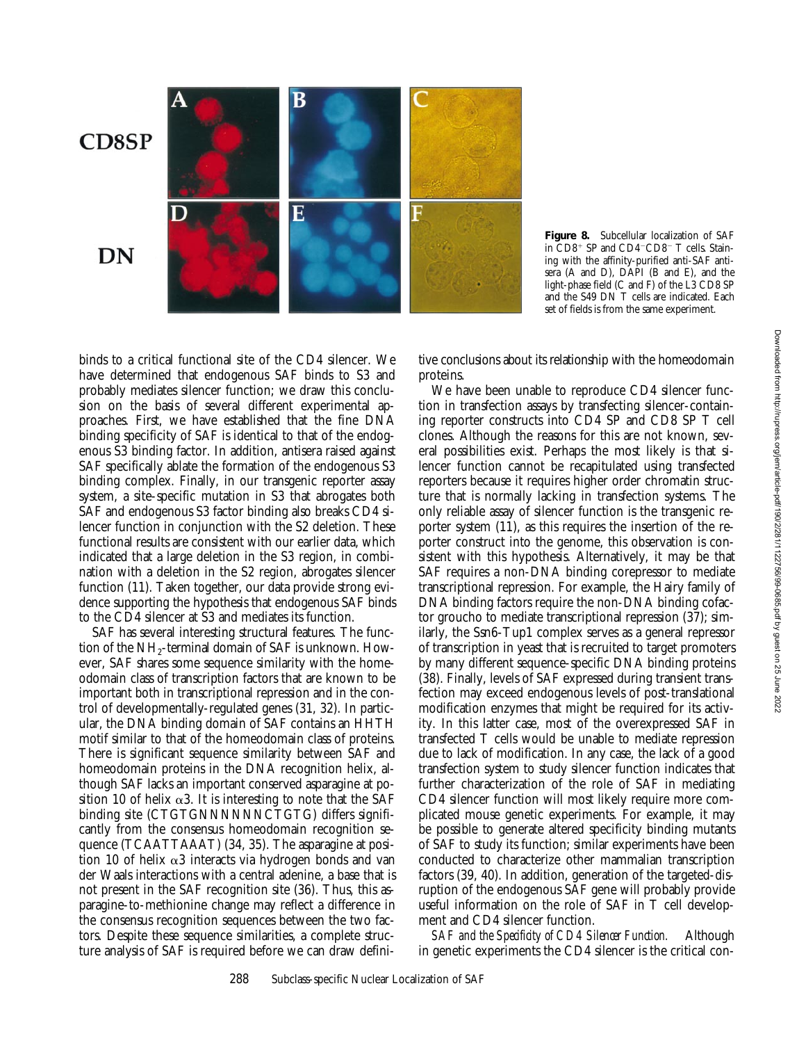**Figure 8.** Subcellular localization of SAF in $CD8^+$ SP and $CD4^-CD8^-$ T cells. Staining with the affinity-purified anti-SAF antisera (A and D), DAPI (B and E), and the light-phase field (C and F) of the L3 CD8 SP and the S49 DN T cells are indicated. Each set of fields is from the same experiment.

binds to a critical functional site of the CD4 silencer. We have determined that endogenous SAF binds to S3 and probably mediates silencer function; we draw this conclusion on the basis of several different experimental approaches. First, we have established that the fine DNA binding specificity of SAF is identical to that of the endogenous S3 binding factor. In addition, antisera raised against SAF specifically ablate the formation of the endogenous S3 binding complex. Finally, in our transgenic reporter assay system, a site-specific mutation in S3 that abrogates both SAF and endogenous S3 factor binding also breaks CD4 silencer function in conjunction with the S2 deletion. These functional results are consistent with our earlier data, which indicated that a large deletion in the S3 region, in combination with a deletion in the S2 region, abrogates silencer function (11). Taken together, our data provide strong evidence supporting the hypothesis that endogenous SAF binds to the CD4 silencer at S3 and mediates its function.

SAF has several interesting structural features. The function of the $NH_2$-terminal domain of SAF is unknown. However, SAF shares some sequence similarity with the homeodomain class of transcription factors that are known to be important both in transcriptional repression and in the control of developmentally-regulated genes (31, 32). In particular, the DNA binding domain of SAF contains an HHTH motif similar to that of the homeodomain class of proteins. There is significant sequence similarity between SAF and homeodomain proteins in the DNA recognition helix, although SAF lacks an important conserved asparagine at position 10 of helix $\alpha 3$. It is interesting to note that the SAF binding site (CTGTGNNNNNNCTGTG) differs significantly from the consensus homeodomain recognition sequence (TCAATTAAAT) (34, 35). The asparagine at position 10 of helix $\alpha 3$ interacts via hydrogen bonds and van der Waals interactions with a central adenine, a base that is not present in the SAF recognition site (36). Thus, this asparagine-to-methionine change may reflect a difference in the consensus recognition sequences between the two factors. Despite these sequence similarities, a complete structure analysis of SAF is required before we can draw definitive conclusions about its relationship with the homeodomain proteins.

We have been unable to reproduce CD4 silencer function in transfection assays by transfecting silencer-containing reporter constructs into CD4 SP and CD8 SP T cell clones. Although the reasons for this are not known, several possibilities exist. Perhaps the most likely is that silencer function cannot be recapitulated using transfected reporters because it requires higher order chromatin structure that is normally lacking in transfection systems. The only reliable assay of silencer function is the transgenic reporter system (11), as this requires the insertion of the reporter construct into the genome, this observation is consistent with this hypothesis. Alternatively, it may be that SAF requires a non-DNA binding corepressor to mediate transcriptional repression. For example, the Hairy family of DNA binding factors require the non-DNA binding cofactor groucho to mediate transcriptional repression (37); similarly, the Ssn6-Tup1 complex serves as a general repressor of transcription in yeast that is recruited to target promoters by many different sequence-specific DNA binding proteins (38). Finally, levels of SAF expressed during transient transfection may exceed endogenous levels of post-translational modification enzymes that might be required for its activity. In this latter case, most of the overexpressed SAF in transfected T cells would be unable to mediate repression due to lack of modification. In any case, the lack of a good transfection system to study silencer function indicates that further characterization of the role of SAF in mediating CD4 silencer function will most likely require more complicated mouse genetic experiments. For example, it may be possible to generate altered specificity binding mutants of SAF to study its function; similar experiments have been conducted to characterize other mammalian transcription factors (39, 40). In addition, generation of the targeted-disruption of the endogenous SAF gene will probably provide useful information on the role of SAF in T cell development and CD4 silencer function.

*SAF and the Specificity of CD4 Silencer Function.* Although in genetic experiments the CD4 silencer is the critical con-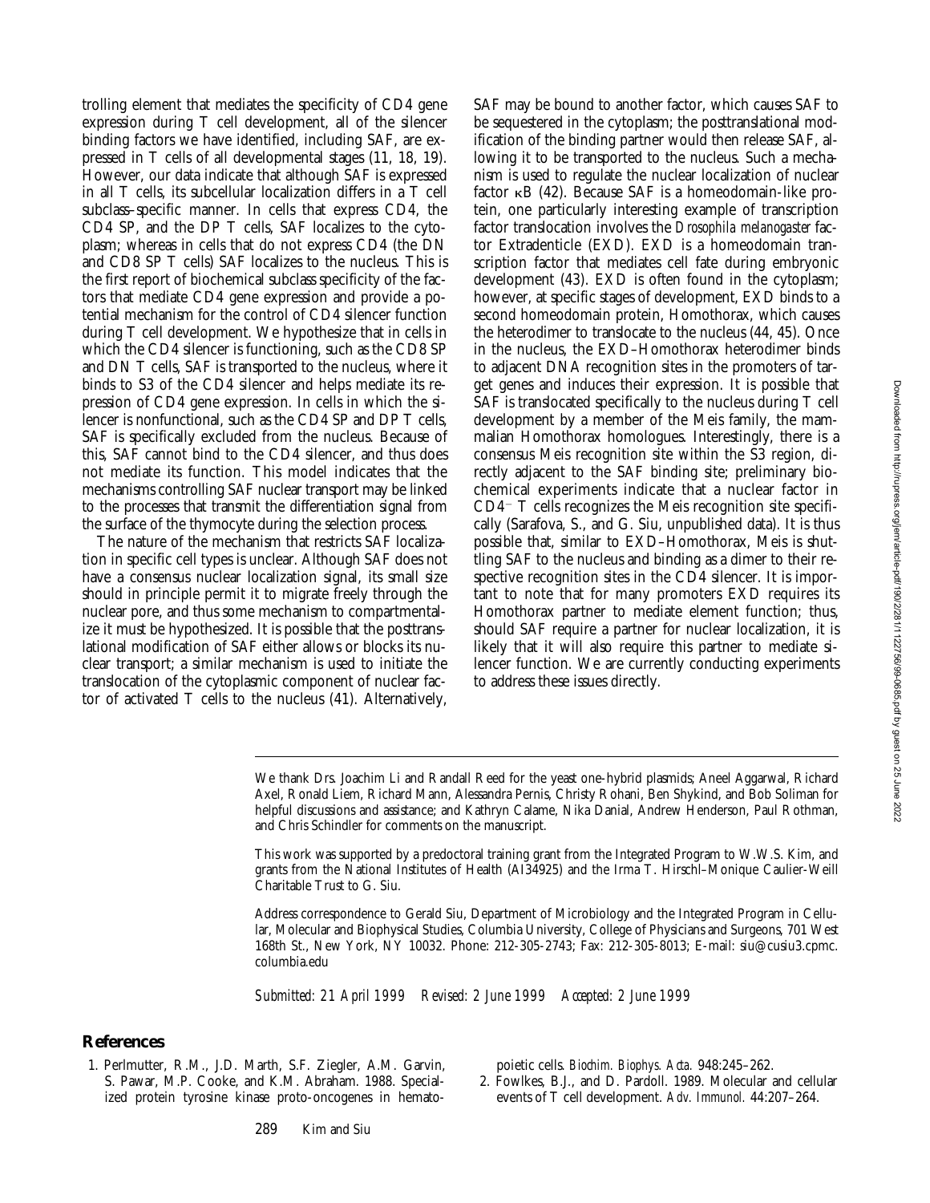trolling element that mediates the specificity of CD4 gene expression during T cell development, all of the silencer binding factors we have identified, including SAF, are expressed in T cells of all developmental stages (11, 18, 19). However, our data indicate that although SAF is expressed in all T cells, its subcellular localization differs in a T cell subclass–specific manner. In cells that express CD4, the CD4 SP, and the DP T cells, SAF localizes to the cytoplasm; whereas in cells that do not express CD4 (the DN and CD8 SP T cells) SAF localizes to the nucleus. This is the first report of biochemical subclass specificity of the factors that mediate CD4 gene expression and provide a potential mechanism for the control of CD4 silencer function during T cell development. We hypothesize that in cells in which the CD4 silencer is functioning, such as the CD8 SP and DN T cells, SAF is transported to the nucleus, where it binds to S3 of the CD4 silencer and helps mediate its repression of CD4 gene expression. In cells in which the silencer is nonfunctional, such as the CD4 SP and DP T cells, SAF is specifically excluded from the nucleus. Because of this, SAF cannot bind to the CD4 silencer, and thus does not mediate its function. This model indicates that the mechanisms controlling SAF nuclear transport may be linked to the processes that transmit the differentiation signal from the surface of the thymocyte during the selection process.

The nature of the mechanism that restricts SAF localization in specific cell types is unclear. Although SAF does not have a consensus nuclear localization signal, its small size should in principle permit it to migrate freely through the nuclear pore, and thus some mechanism to compartmentalize it must be hypothesized. It is possible that the posttranslational modification of SAF either allows or blocks its nuclear transport; a similar mechanism is used to initiate the translocation of the cytoplasmic component of nuclear factor of activated T cells to the nucleus (41). Alternatively, SAF may be bound to another factor, which causes SAF to be sequestered in the cytoplasm; the posttranslational modification of the binding partner would then release SAF, allowing it to be transported to the nucleus. Such a mechanism is used to regulate the nuclear localization of nuclear factor κB (42). Because SAF is a homeodomain-like protein, one particularly interesting example of transcription factor translocation involves the *Drosophila melanogaster* factor Extradenticle (EXD). EXD is a homeodomain transcription factor that mediates cell fate during embryonic development (43). EXD is often found in the cytoplasm; however, at specific stages of development, EXD binds to a second homeodomain protein, Homothorax, which causes the heterodimer to translocate to the nucleus (44, 45). Once in the nucleus, the EXD–Homothorax heterodimer binds to adjacent DNA recognition sites in the promoters of target genes and induces their expression. It is possible that SAF is translocated specifically to the nucleus during T cell development by a member of the Meis family, the mammalian Homothorax homologues. Interestingly, there is a consensus Meis recognition site within the S3 region, directly adjacent to the SAF binding site; preliminary biochemical experiments indicate that a nuclear factor in $CD4^-$ T cells recognizes the Meis recognition site specifically (Sarafova, S., and G. Siu, unpublished data). It is thus possible that, similar to EXD–Homothorax, Meis is shuttling SAF to the nucleus and binding as a dimer to their respective recognition sites in the CD4 silencer. It is important to note that for many promoters EXD requires its Homothorax partner to mediate element function; thus, should SAF require a partner for nuclear localization, it is likely that it will also require this partner to mediate silencer function. We are currently conducting experiments to address these issues directly.

---

We thank Drs. Joachim Li and Randall Reed for the yeast one-hybrid plasmids; Aneel Aggarwal, Richard Axel, Ronald Liem, Richard Mann, Alessandra Pernis, Christy Rohani, Ben Shykind, and Bob Soliman for helpful discussions and assistance; and Kathryn Calame, Nika Danial, Andrew Henderson, Paul Rothman, and Chris Schindler for comments on the manuscript.

This work was supported by a predoctoral training grant from the Integrated Program to W.W.S. Kim, and grants from the National Institutes of Health (AI34925) and the Irma T. Hirschl–Monique Caulier-Weill Charitable Trust to G. Siu.

Address correspondence to Gerald Siu, Department of Microbiology and the Integrated Program in Cellular, Molecular and Biophysical Studies, Columbia University, College of Physicians and Surgeons, 701 West 168th St., New York, NY 10032. Phone: 212-305-2743; Fax: 212-305-8013; E-mail: siu@cusiu3.cpmc.columbia.edu

*Submitted: 21 April 1999 Revised: 2 June 1999 Accepted: 2 June 1999*

## References

1. Perlmutter, R.M., J.D. Marth, S.F. Ziegler, A.M. Garvin, S. Pawar, M.P. Cooke, and K.M. Abraham. 1988. Specialized protein tyrosine kinase proto-oncogenes in hematopoietic cells. *Biochim. Biophys. Acta.* 948:245–262.
2. Fowlkes, B.J., and D. Pardoll. 1989. Molecular and cellular events of T cell development. *Adv. Immunol.* 44:207–264.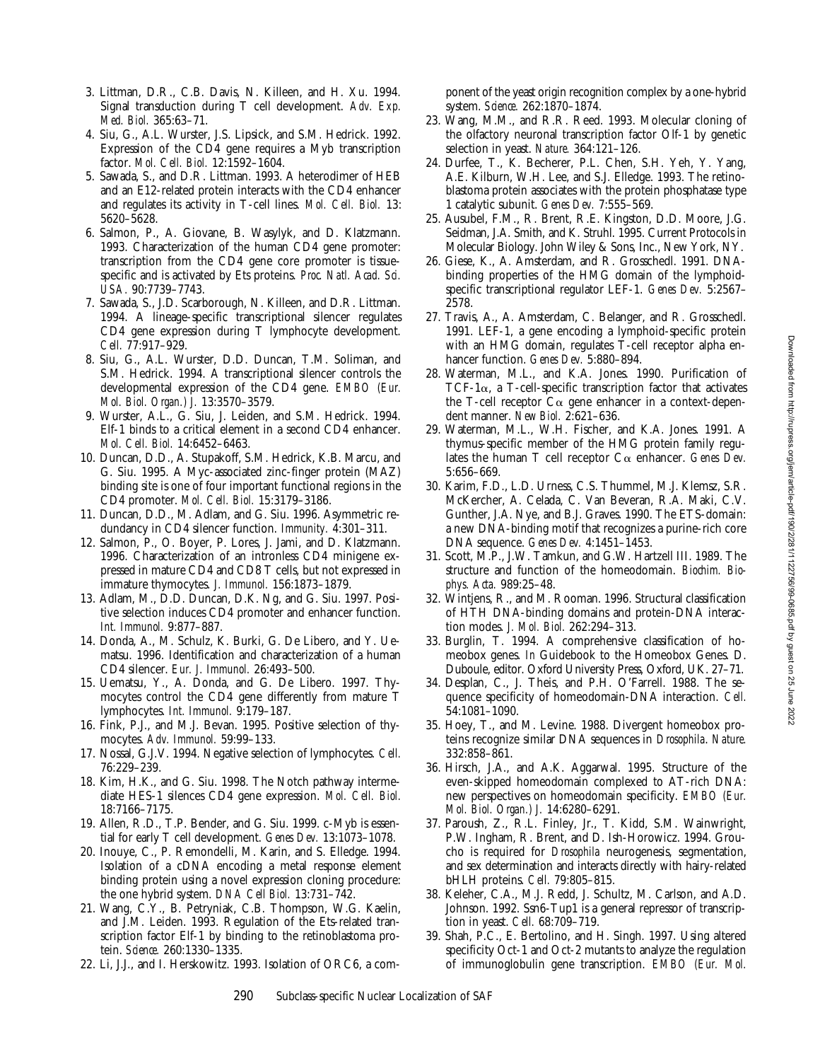3. Littman, D.R., C.B. Davis, N. Killeen, and H. Xu. 1994. Signal transduction during T cell development. *Adv. Exp. Med. Biol.* 365:63–71.
4. Siu, G., A.L. Wurster, J.S. Lipsick, and S.M. Hedrick. 1992. Expression of the CD4 gene requires a Myb transcription factor. *Mol. Cell. Biol.* 12:1592–1604.
5. Sawada, S., and D.R. Littman. 1993. A heterodimer of HEB and an E12-related protein interacts with the CD4 enhancer and regulates its activity in T-cell lines. *Mol. Cell. Biol.* 13: 5620–5628.
6. Salmon, P., A. Giovane, B. Wasylyk, and D. Klatzmann. 1993. Characterization of the human CD4 gene promoter: transcription from the CD4 gene core promoter is tissue-specific and is activated by Ets proteins. *Proc. Natl. Acad. Sci. USA.* 90:7739–7743.
7. Sawada, S., J.D. Scarborough, N. Killeen, and D.R. Littman. 1994. A lineage-specific transcriptional silencer regulates CD4 gene expression during T lymphocyte development. *Cell.* 77:917–929.
8. Siu, G., A.L. Wurster, D.D. Duncan, T.M. Soliman, and S.M. Hedrick. 1994. A transcriptional silencer controls the developmental expression of the CD4 gene. *EMBO (Eur. Mol. Biol. Organ.) J.* 13:3570–3579.
9. Wurster, A.L., G. Siu, J. Leiden, and S.M. Hedrick. 1994. Elf-1 binds to a critical element in a second CD4 enhancer. *Mol. Cell. Biol.* 14:6452–6463.
10. Duncan, D.D., A. Stupakoff, S.M. Hedrick, K.B. Marcu, and G. Siu. 1995. A Myc-associated zinc-finger protein (MAZ) binding site is one of four important functional regions in the CD4 promoter. *Mol. Cell. Biol.* 15:3179–3186.
11. Duncan, D.D., M. Adlam, and G. Siu. 1996. Asymmetric redundancy in CD4 silencer function. *Immunity.* 4:301–311.
12. Salmon, P., O. Boyer, P. Lores, J. Jami, and D. Klatzmann. 1996. Characterization of an intronless CD4 minigene expressed in mature CD4 and CD8 T cells, but not expressed in immature thymocytes. *J. Immunol.* 156:1873–1879.
13. Adlam, M., D.D. Duncan, D.K. Ng, and G. Siu. 1997. Positive selection induces CD4 promoter and enhancer function. *Int. Immunol.* 9:877–887.
14. Donda, A., M. Schulz, K. Burki, G. De Libero, and Y. Uematsu. 1996. Identification and characterization of a human CD4 silencer. *Eur. J. Immunol.* 26:493–500.
15. Uematsu, Y., A. Donda, and G. De Libero. 1997. Thymocytes control the CD4 gene differently from mature T lymphocytes. *Int. Immunol.* 9:179–187.
16. Fink, P.J., and M.J. Bevan. 1995. Positive selection of thymocytes. *Adv. Immunol.* 59:99–133.
17. Nossal, G.J.V. 1994. Negative selection of lymphocytes. *Cell.* 76:229–239.
18. Kim, H.K., and G. Siu. 1998. The Notch pathway intermediate HES-1 silences CD4 gene expression. *Mol. Cell. Biol.* 18:7166–7175.
19. Allen, R.D., T.P. Bender, and G. Siu. 1999. c-Myb is essential for early T cell development. *Genes Dev.* 13:1073–1078.
20. Inouye, C., P. Remondelli, M. Karin, and S. Elledge. 1994. Isolation of a cDNA encoding a metal response element binding protein using a novel expression cloning procedure: the one hybrid system. *DNA Cell Biol.* 13:731–742.
21. Wang, C.Y., B. Petryniak, C.B. Thompson, W.G. Kaelin, and J.M. Leiden. 1993. Regulation of the Ets-related transcription factor Elf-1 by binding to the retinoblastoma protein. *Science.* 260:1330–1335.
22. Li, J.J., and I. Herskowitz. 1993. Isolation of ORC6, a component of the yeast origin recognition complex by a one-hybrid system. *Science.* 262:1870–1874.
23. Wang, M.M., and R.R. Reed. 1993. Molecular cloning of the olfactory neuronal transcription factor Olf-1 by genetic selection in yeast. *Nature.* 364:121–126.
24. Durfee, T., K. Becherer, P.L. Chen, S.H. Yeh, Y. Yang, A.E. Kilburn, W.H. Lee, and S.J. Elledge. 1993. The retinoblastoma protein associates with the protein phosphatase type 1 catalytic subunit. *Genes Dev.* 7:555–569.
25. Ausubel, F.M., R. Brent, R.E. Kingston, D.D. Moore, J.G. Seidman, J.A. Smith, and K. Struhl. 1995. Current Protocols in Molecular Biology. John Wiley & Sons, Inc., New York, NY.
26. Giese, K., A. Amsterdam, and R. Grosschedl. 1991. DNA-binding properties of the HMG domain of the lymphoid-specific transcriptional regulator LEF-1. *Genes Dev.* 5:2567–2578.
27. Travis, A., A. Amsterdam, C. Belanger, and R. Grosschedl. 1991. LEF-1, a gene encoding a lymphoid-specific protein with an HMG domain, regulates T-cell receptor alpha enhancer function. *Genes Dev.* 5:880–894.
28. Waterman, M.L., and K.A. Jones. 1990. Purification of TCF-1α, a T-cell-specific transcription factor that activates the T-cell receptor Cα gene enhancer in a context-dependent manner. *New Biol.* 2:621–636.
29. Waterman, M.L., W.H. Fischer, and K.A. Jones. 1991. A thymus-specific member of the HMG protein family regulates the human T cell receptor Cα enhancer. *Genes Dev.* 5:656–669.
30. Karim, F.D., L.D. Urness, C.S. Thummel, M.J. Klemsz, S.R. McKercher, A. Celada, C. Van Beveran, R.A. Maki, C.V. Gunther, J.A. Nye, and B.J. Graves. 1990. The ETS-domain: a new DNA-binding motif that recognizes a purine-rich core DNA sequence. *Genes Dev.* 4:1451–1453.
31. Scott, M.P., J.W. Tamkun, and G.W. Hartzell III. 1989. The structure and function of the homeodomain. *Biochim. Biophys. Acta.* 989:25–48.
32. Wintjens, R., and M. Rooman. 1996. Structural classification of HTH DNA-binding domains and protein-DNA interaction modes. *J. Mol. Biol.* 262:294–313.
33. Burglin, T. 1994. A comprehensive classification of homeobox genes. *In* Guidebook to the Homeobox Genes. D. Duboule, editor. Oxford University Press, Oxford, UK. 27–71.
34. Desplan, C., J. Theis, and P.H. O'Farrell. 1988. The sequence specificity of homeodomain-DNA interaction. *Cell.* 54:1081–1090.
35. Hoey, T., and M. Levine. 1988. Divergent homeobox proteins recognize similar DNA sequences in *Drosophila*. *Nature.* 332:858–861.
36. Hirsch, J.A., and A.K. Aggarwal. 1995. Structure of the even-skipped homeodomain complexed to AT-rich DNA: new perspectives on homeodomain specificity. *EMBO (Eur. Mol. Biol. Organ.) J.* 14:6280–6291.
37. Paroush, Z., R.L. Finley, Jr., T. Kidd, S.M. Wainwright, P.W. Ingham, R. Brent, and D. Ish-Horowicz. 1994. Groucho is required for *Drosophila* neurogenesis, segmentation, and sex determination and interacts directly with hairy-related bHLH proteins. *Cell.* 79:805–815.
38. Keleher, C.A., M.J. Redd, J. Schultz, M. Carlson, and A.D. Johnson. 1992. Ssn6-Tup1 is a general repressor of transcription in yeast. *Cell.* 68:709–719.
39. Shah, P.C., E. Bertolino, and H. Singh. 1997. Using altered specificity Oct-1 and Oct-2 mutants to analyze the regulation of immunoglobulin gene transcription. *EMBO (Eur. Mol.*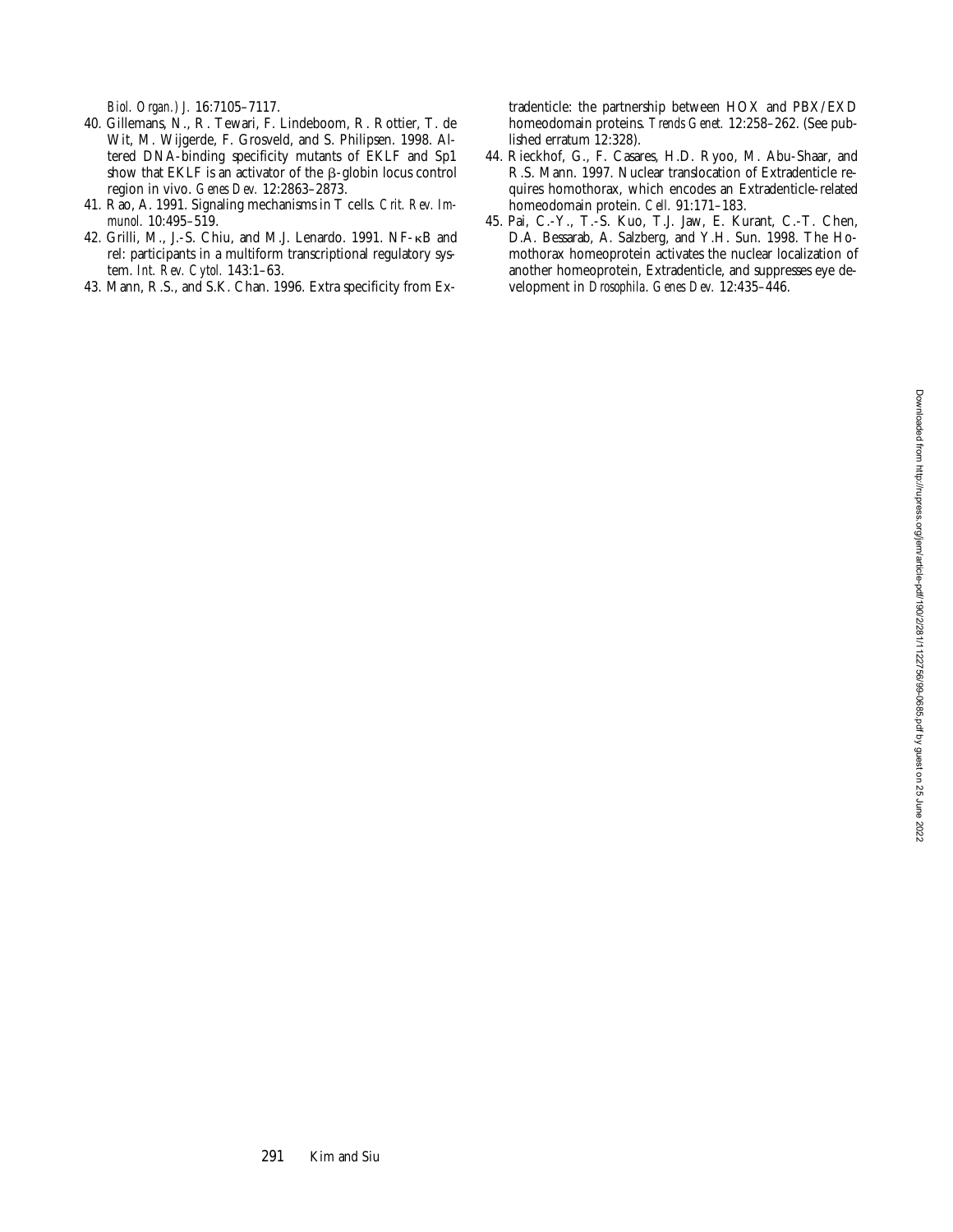*Biol. Organ.) J.* 16:7105–7117.

40. Gillemans, N., R. Tewari, F. Lindeboom, R. Rottier, T. de Wit, M. Wijgerde, F. Grosveld, and S. Philipsen. 1998. Altered DNA-binding specificity mutants of EKLF and Sp1 show that EKLF is an activator of the β-globin locus control region in vivo. *Genes Dev.* 12:2863–2873.
41. Rao, A. 1991. Signaling mechanisms in T cells. *Crit. Rev. Immunol.* 10:495–519.
42. Grilli, M., J.-S. Chiu, and M.J. Lenardo. 1991. NF-κB and rel: participants in a multiform transcriptional regulatory system. *Int. Rev. Cytol.* 143:1–63.
43. Mann, R.S., and S.K. Chan. 1996. Extra specificity from Extradenticle: the partnership between HOX and PBX/EXD homeodomain proteins. *Trends Genet.* 12:258–262. (See published erratum 12:328).
44. Rieckhof, G., F. Casares, H.D. Ryoo, M. Abu-Shaar, and R.S. Mann. 1997. Nuclear translocation of Extradenticle requires homothorax, which encodes an Extradenticle-related homeodomain protein. *Cell.* 91:171–183.
45. Pai, C.-Y., T.-S. Kuo, T.J. Jaw, E. Kurant, C.-T. Chen, D.A. Bessarab, A. Salzberg, and Y.H. Sun. 1998. The Homothorax homeoprotein activates the nuclear localization of another homeoprotein, Extradenticle, and suppresses eye development in *Drosophila*. *Genes Dev.* 12:435–446.